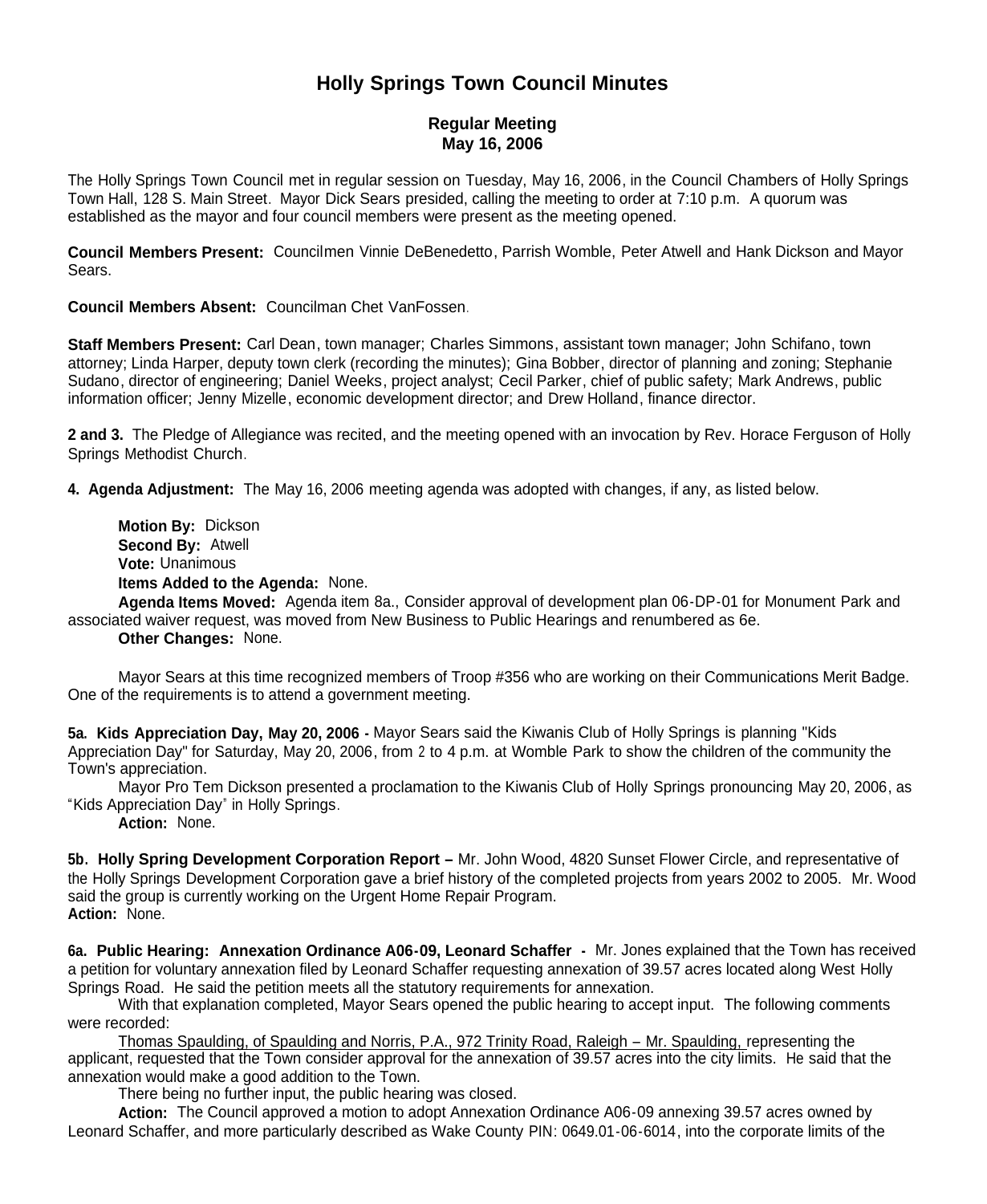# Holly Springs Town Council Minutes

## Regular Meeting
## May 16, 2006

The Holly Springs Town Council met in regular session on Tuesday, May 16, 2006, in the Council Chambers of Holly Springs Town Hall, 128 S. Main Street. Mayor Dick Sears presided, calling the meeting to order at 7:10 p.m. A quorum was established as the mayor and four council members were present as the meeting opened.

**Council Members Present:** Councilmen Vinnie DeBenedetto, Parrish Womble, Peter Atwell and Hank Dickson and Mayor Sears.

**Council Members Absent:** Councilman Chet VanFossen.

**Staff Members Present:** Carl Dean, town manager; Charles Simmons, assistant town manager; John Schifano, town attorney; Linda Harper, deputy town clerk (recording the minutes); Gina Bobber, director of planning and zoning; Stephanie Sudano, director of engineering; Daniel Weeks, project analyst; Cecil Parker, chief of public safety; Mark Andrews, public information officer; Jenny Mizelle, economic development director; and Drew Holland, finance director.

**2 and 3.** The Pledge of Allegiance was recited, and the meeting opened with an invocation by Rev. Horace Ferguson of Holly Springs Methodist Church.

**4. Agenda Adjustment:** The May 16, 2006 meeting agenda was adopted with changes, if any, as listed below.

**Motion By:** Dickson
**Second By:** Atwell
**Vote:** Unanimous
**Items Added to the Agenda:** None.
**Agenda Items Moved:** Agenda item 8a., Consider approval of development plan 06-DP-01 for Monument Park and associated waiver request, was moved from New Business to Public Hearings and renumbered as 6e.
**Other Changes:** None.

Mayor Sears at this time recognized members of Troop #356 who are working on their Communications Merit Badge. One of the requirements is to attend a government meeting.

**5a. Kids Appreciation Day, May 20, 2006 -** Mayor Sears said the Kiwanis Club of Holly Springs is planning "Kids Appreciation Day" for Saturday, May 20, 2006, from 2 to 4 p.m. at Womble Park to show the children of the community the Town's appreciation.

Mayor Pro Tem Dickson presented a proclamation to the Kiwanis Club of Holly Springs pronouncing May 20, 2006, as "Kids Appreciation Day" in Holly Springs.

**Action:** None.

**5b. Holly Spring Development Corporation Report –** Mr. John Wood, 4820 Sunset Flower Circle, and representative of the Holly Springs Development Corporation gave a brief history of the completed projects from years 2002 to 2005. Mr. Wood said the group is currently working on the Urgent Home Repair Program.
**Action:** None.

**6a. Public Hearing: Annexation Ordinance A06-09, Leonard Schaffer -** Mr. Jones explained that the Town has received a petition for voluntary annexation filed by Leonard Schaffer requesting annexation of 39.57 acres located along West Holly Springs Road. He said the petition meets all the statutory requirements for annexation.

With that explanation completed, Mayor Sears opened the public hearing to accept input. The following comments were recorded:

Thomas Spaulding, of Spaulding and Norris, P.A., 972 Trinity Road, Raleigh – Mr. Spaulding, representing the applicant, requested that the Town consider approval for the annexation of 39.57 acres into the city limits. He said that the annexation would make a good addition to the Town.

There being no further input, the public hearing was closed.

**Action:** The Council approved a motion to adopt Annexation Ordinance A06-09 annexing 39.57 acres owned by Leonard Schaffer, and more particularly described as Wake County PIN: 0649.01-06-6014, into the corporate limits of the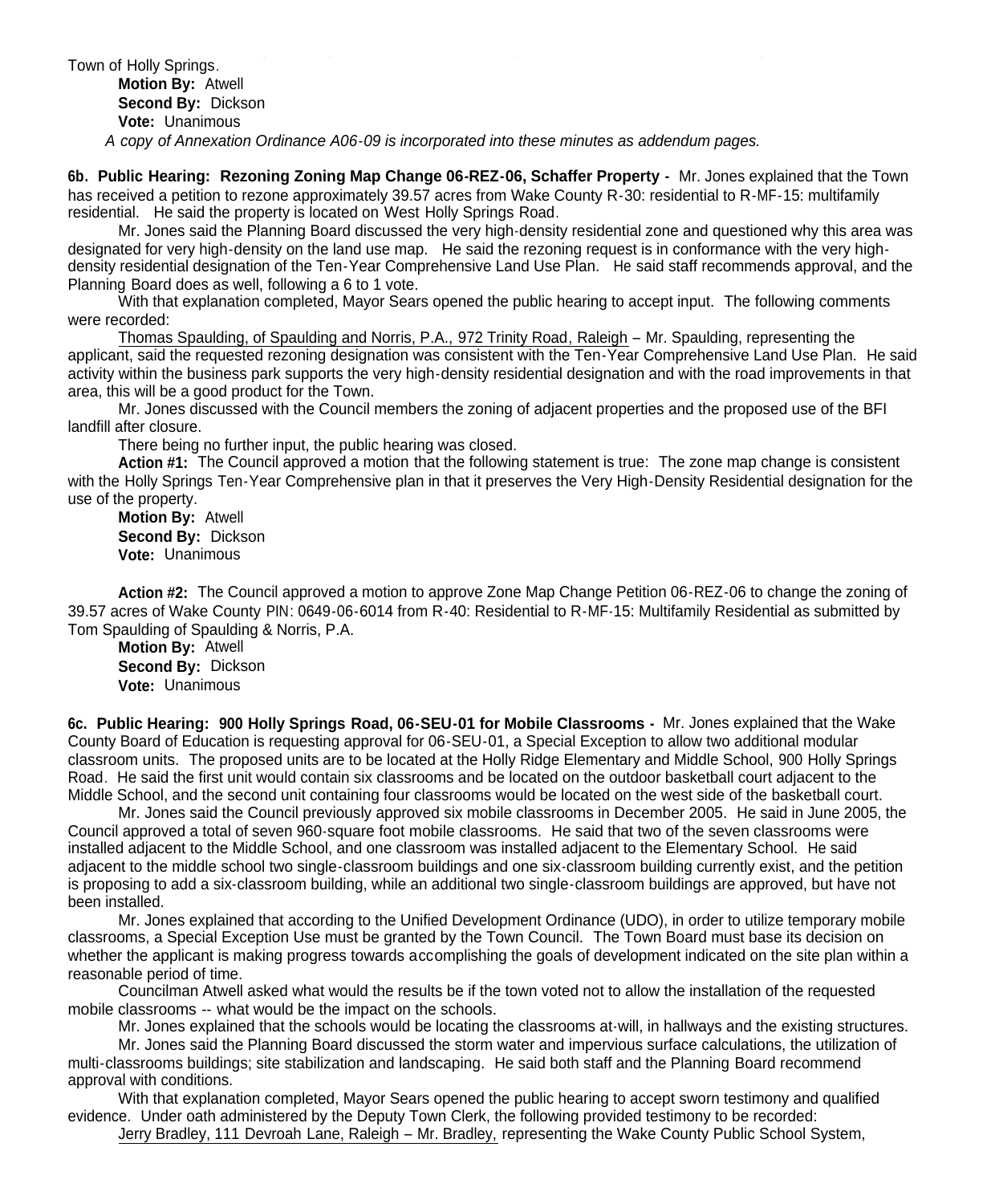Town of Holly Springs.

**Motion By:** Atwell
**Second By:** Dickson
**Vote:** Unanimous

*A copy of Annexation Ordinance A06-09 is incorporated into these minutes as addendum pages.*

**6b. Public Hearing: Rezoning Zoning Map Change 06-REZ-06, Schaffer Property -** Mr. Jones explained that the Town has received a petition to rezone approximately 39.57 acres from Wake County R-30: residential to R-MF-15: multifamily residential. He said the property is located on West Holly Springs Road.

Mr. Jones said the Planning Board discussed the very high-density residential zone and questioned why this area was designated for very high-density on the land use map. He said the rezoning request is in conformance with the very high-density residential designation of the Ten-Year Comprehensive Land Use Plan. He said staff recommends approval, and the Planning Board does as well, following a 6 to 1 vote.

With that explanation completed, Mayor Sears opened the public hearing to accept input. The following comments were recorded:

Thomas Spaulding, of Spaulding and Norris, P.A., 972 Trinity Road, Raleigh – Mr. Spaulding, representing the applicant, said the requested rezoning designation was consistent with the Ten-Year Comprehensive Land Use Plan. He said activity within the business park supports the very high-density residential designation and with the road improvements in that area, this will be a good product for the Town.

Mr. Jones discussed with the Council members the zoning of adjacent properties and the proposed use of the BFI landfill after closure.

There being no further input, the public hearing was closed.

**Action #1:** The Council approved a motion that the following statement is true: The zone map change is consistent with the Holly Springs Ten-Year Comprehensive plan in that it preserves the Very High-Density Residential designation for the use of the property.

**Motion By:** Atwell
**Second By:** Dickson
**Vote:** Unanimous

**Action #2:** The Council approved a motion to approve Zone Map Change Petition 06-REZ-06 to change the zoning of 39.57 acres of Wake County PIN: 0649-06-6014 from R-40: Residential to R-MF-15: Multifamily Residential as submitted by Tom Spaulding of Spaulding & Norris, P.A.

**Motion By:** Atwell
**Second By:** Dickson
**Vote:** Unanimous

**6c. Public Hearing: 900 Holly Springs Road, 06-SEU-01 for Mobile Classrooms -** Mr. Jones explained that the Wake County Board of Education is requesting approval for 06-SEU-01, a Special Exception to allow two additional modular classroom units. The proposed units are to be located at the Holly Ridge Elementary and Middle School, 900 Holly Springs Road. He said the first unit would contain six classrooms and be located on the outdoor basketball court adjacent to the Middle School, and the second unit containing four classrooms would be located on the west side of the basketball court.

Mr. Jones said the Council previously approved six mobile classrooms in December 2005. He said in June 2005, the Council approved a total of seven 960-square foot mobile classrooms. He said that two of the seven classrooms were installed adjacent to the Middle School, and one classroom was installed adjacent to the Elementary School. He said adjacent to the middle school two single-classroom buildings and one six-classroom building currently exist, and the petition is proposing to add a six-classroom building, while an additional two single-classroom buildings are approved, but have not been installed.

Mr. Jones explained that according to the Unified Development Ordinance (UDO), in order to utilize temporary mobile classrooms, a Special Exception Use must be granted by the Town Council. The Town Board must base its decision on whether the applicant is making progress towards accomplishing the goals of development indicated on the site plan within a reasonable period of time.

Councilman Atwell asked what would the results be if the town voted not to allow the installation of the requested mobile classrooms -- what would be the impact on the schools.

Mr. Jones explained that the schools would be locating the classrooms at-will, in hallways and the existing structures.

Mr. Jones said the Planning Board discussed the storm water and impervious surface calculations, the utilization of multi-classrooms buildings; site stabilization and landscaping. He said both staff and the Planning Board recommend approval with conditions.

With that explanation completed, Mayor Sears opened the public hearing to accept sworn testimony and qualified evidence. Under oath administered by the Deputy Town Clerk, the following provided testimony to be recorded:

Jerry Bradley, 111 Devroah Lane, Raleigh – Mr. Bradley, representing the Wake County Public School System,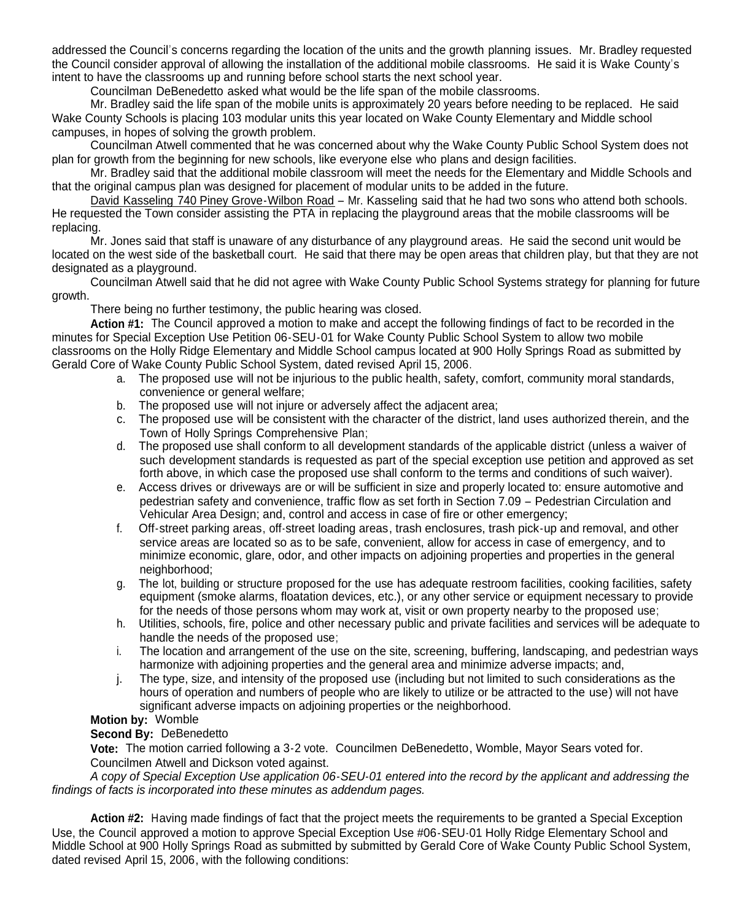addressed the Council's concerns regarding the location of the units and the growth planning issues. Mr. Bradley requested the Council consider approval of allowing the installation of the additional mobile classrooms. He said it is Wake County's intent to have the classrooms up and running before school starts the next school year.

Councilman DeBenedetto asked what would be the life span of the mobile classrooms.

Mr. Bradley said the life span of the mobile units is approximately 20 years before needing to be replaced. He said Wake County Schools is placing 103 modular units this year located on Wake County Elementary and Middle school campuses, in hopes of solving the growth problem.

Councilman Atwell commented that he was concerned about why the Wake County Public School System does not plan for growth from the beginning for new schools, like everyone else who plans and design facilities.

Mr. Bradley said that the additional mobile classroom will meet the needs for the Elementary and Middle Schools and that the original campus plan was designed for placement of modular units to be added in the future.

David Kasseling 740 Piney Grove-Wilbon Road – Mr. Kasseling said that he had two sons who attend both schools. He requested the Town consider assisting the PTA in replacing the playground areas that the mobile classrooms will be replacing.

Mr. Jones said that staff is unaware of any disturbance of any playground areas. He said the second unit would be located on the west side of the basketball court. He said that there may be open areas that children play, but that they are not designated as a playground.

Councilman Atwell said that he did not agree with Wake County Public School Systems strategy for planning for future growth.

There being no further testimony, the public hearing was closed.

**Action #1:** The Council approved a motion to make and accept the following findings of fact to be recorded in the minutes for Special Exception Use Petition 06-SEU-01 for Wake County Public School System to allow two mobile classrooms on the Holly Ridge Elementary and Middle School campus located at 900 Holly Springs Road as submitted by Gerald Core of Wake County Public School System, dated revised April 15, 2006.

a. The proposed use will not be injurious to the public health, safety, comfort, community moral standards, convenience or general welfare;
b. The proposed use will not injure or adversely affect the adjacent area;
c. The proposed use will be consistent with the character of the district, land uses authorized therein, and the Town of Holly Springs Comprehensive Plan;
d. The proposed use shall conform to all development standards of the applicable district (unless a waiver of such development standards is requested as part of the special exception use petition and approved as set forth above, in which case the proposed use shall conform to the terms and conditions of such waiver).
e. Access drives or driveways are or will be sufficient in size and properly located to: ensure automotive and pedestrian safety and convenience, traffic flow as set forth in Section 7.09 – Pedestrian Circulation and Vehicular Area Design; and, control and access in case of fire or other emergency;
f. Off-street parking areas, off-street loading areas, trash enclosures, trash pick-up and removal, and other service areas are located so as to be safe, convenient, allow for access in case of emergency, and to minimize economic, glare, odor, and other impacts on adjoining properties and properties in the general neighborhood;
g. The lot, building or structure proposed for the use has adequate restroom facilities, cooking facilities, safety equipment (smoke alarms, floatation devices, etc.), or any other service or equipment necessary to provide for the needs of those persons whom may work at, visit or own property nearby to the proposed use;
h. Utilities, schools, fire, police and other necessary public and private facilities and services will be adequate to handle the needs of the proposed use;
i. The location and arrangement of the use on the site, screening, buffering, landscaping, and pedestrian ways harmonize with adjoining properties and the general area and minimize adverse impacts; and,
j. The type, size, and intensity of the proposed use (including but not limited to such considerations as the hours of operation and numbers of people who are likely to utilize or be attracted to the use) will not have significant adverse impacts on adjoining properties or the neighborhood.

**Motion by:** Womble
**Second By:** DeBenedetto
**Vote:** The motion carried following a 3-2 vote. Councilmen DeBenedetto, Womble, Mayor Sears voted for. Councilmen Atwell and Dickson voted against.

*A copy of Special Exception Use application 06-SEU-01 entered into the record by the applicant and addressing the findings of facts is incorporated into these minutes as addendum pages.*

**Action #2:** Having made findings of fact that the project meets the requirements to be granted a Special Exception Use, the Council approved a motion to approve Special Exception Use #06-SEU-01 Holly Ridge Elementary School and Middle School at 900 Holly Springs Road as submitted by submitted by Gerald Core of Wake County Public School System, dated revised April 15, 2006, with the following conditions: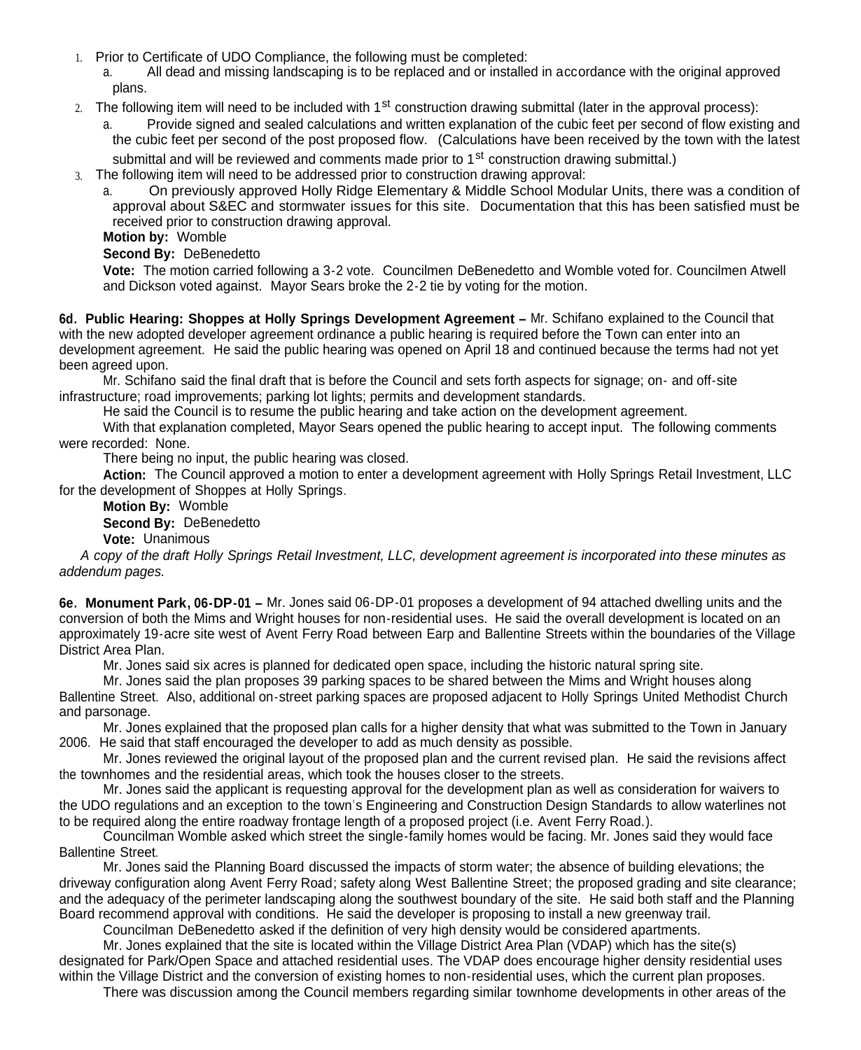1. Prior to Certificate of UDO Compliance, the following must be completed:
   a. All dead and missing landscaping is to be replaced and or installed in accordance with the original approved plans.
2. The following item will need to be included with 1st construction drawing submittal (later in the approval process):
   a. Provide signed and sealed calculations and written explanation of the cubic feet per second of flow existing and the cubic feet per second of the post proposed flow. (Calculations have been received by the town with the latest submittal and will be reviewed and comments made prior to 1st construction drawing submittal.)
3. The following item will need to be addressed prior to construction drawing approval:
   a. On previously approved Holly Ridge Elementary & Middle School Modular Units, there was a condition of approval about S&EC and stormwater issues for this site. Documentation that this has been satisfied must be received prior to construction drawing approval.

   **Motion by:** Womble

   **Second By:** DeBenedetto

   **Vote:** The motion carried following a 3-2 vote. Councilmen DeBenedetto and Womble voted for. Councilmen Atwell and Dickson voted against. Mayor Sears broke the 2-2 tie by voting for the motion.

**6d. Public Hearing: Shoppes at Holly Springs Development Agreement –** Mr. Schifano explained to the Council that with the new adopted developer agreement ordinance a public hearing is required before the Town can enter into an development agreement. He said the public hearing was opened on April 18 and continued because the terms had not yet been agreed upon.

Mr. Schifano said the final draft that is before the Council and sets forth aspects for signage; on- and off-site infrastructure; road improvements; parking lot lights; permits and development standards.

He said the Council is to resume the public hearing and take action on the development agreement.

With that explanation completed, Mayor Sears opened the public hearing to accept input. The following comments were recorded: None.

There being no input, the public hearing was closed.

**Action:** The Council approved a motion to enter a development agreement with Holly Springs Retail Investment, LLC for the development of Shoppes at Holly Springs.

**Motion By:** Womble

**Second By:** DeBenedetto

**Vote:** Unanimous

*A copy of the draft Holly Springs Retail Investment, LLC, development agreement is incorporated into these minutes as addendum pages.*

**6e. Monument Park, 06-DP-01 –** Mr. Jones said 06-DP-01 proposes a development of 94 attached dwelling units and the conversion of both the Mims and Wright houses for non-residential uses. He said the overall development is located on an approximately 19-acre site west of Avent Ferry Road between Earp and Ballentine Streets within the boundaries of the Village District Area Plan.

Mr. Jones said six acres is planned for dedicated open space, including the historic natural spring site.

Mr. Jones said the plan proposes 39 parking spaces to be shared between the Mims and Wright houses along Ballentine Street. Also, additional on-street parking spaces are proposed adjacent to Holly Springs United Methodist Church and parsonage.

Mr. Jones explained that the proposed plan calls for a higher density that what was submitted to the Town in January 2006. He said that staff encouraged the developer to add as much density as possible.

Mr. Jones reviewed the original layout of the proposed plan and the current revised plan. He said the revisions affect the townhomes and the residential areas, which took the houses closer to the streets.

Mr. Jones said the applicant is requesting approval for the development plan as well as consideration for waivers to the UDO regulations and an exception to the town's Engineering and Construction Design Standards to allow waterlines not to be required along the entire roadway frontage length of a proposed project (i.e. Avent Ferry Road.).

Councilman Womble asked which street the single-family homes would be facing. Mr. Jones said they would face Ballentine Street.

Mr. Jones said the Planning Board discussed the impacts of storm water; the absence of building elevations; the driveway configuration along Avent Ferry Road; safety along West Ballentine Street; the proposed grading and site clearance; and the adequacy of the perimeter landscaping along the southwest boundary of the site. He said both staff and the Planning Board recommend approval with conditions. He said the developer is proposing to install a new greenway trail.

Councilman DeBenedetto asked if the definition of very high density would be considered apartments.

Mr. Jones explained that the site is located within the Village District Area Plan (VDAP) which has the site(s) designated for Park/Open Space and attached residential uses. The VDAP does encourage higher density residential uses within the Village District and the conversion of existing homes to non-residential uses, which the current plan proposes.

There was discussion among the Council members regarding similar townhome developments in other areas of the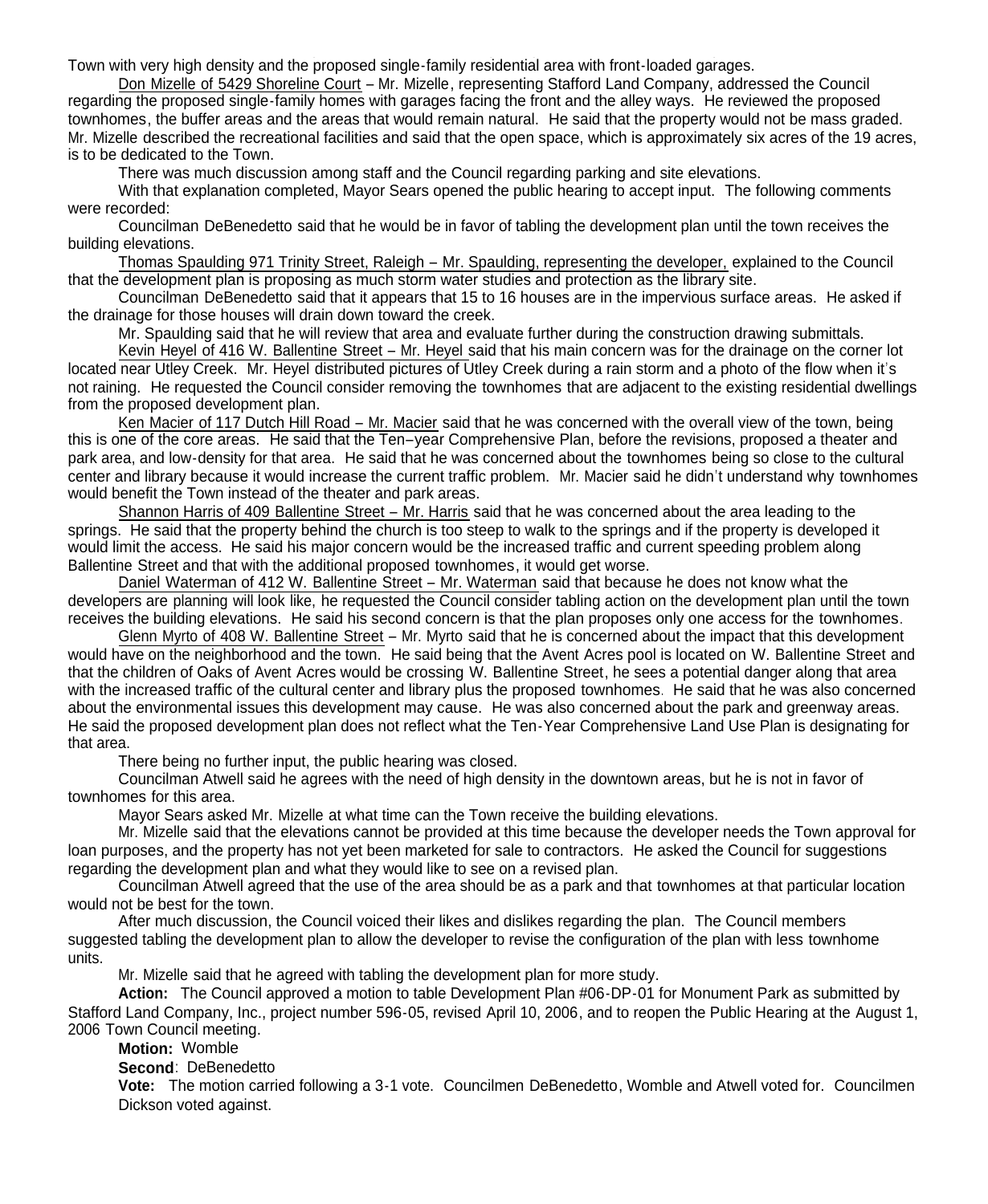Town with very high density and the proposed single-family residential area with front-loaded garages.

Don Mizelle of 5429 Shoreline Court – Mr. Mizelle, representing Stafford Land Company, addressed the Council regarding the proposed single-family homes with garages facing the front and the alley ways. He reviewed the proposed townhomes, the buffer areas and the areas that would remain natural. He said that the property would not be mass graded. Mr. Mizelle described the recreational facilities and said that the open space, which is approximately six acres of the 19 acres, is to be dedicated to the Town.

There was much discussion among staff and the Council regarding parking and site elevations.

With that explanation completed, Mayor Sears opened the public hearing to accept input. The following comments were recorded:

Councilman DeBenedetto said that he would be in favor of tabling the development plan until the town receives the building elevations.

Thomas Spaulding 971 Trinity Street, Raleigh – Mr. Spaulding, representing the developer, explained to the Council that the development plan is proposing as much storm water studies and protection as the library site.

Councilman DeBenedetto said that it appears that 15 to 16 houses are in the impervious surface areas. He asked if the drainage for those houses will drain down toward the creek.

Mr. Spaulding said that he will review that area and evaluate further during the construction drawing submittals.

Kevin Heyel of 416 W. Ballentine Street – Mr. Heyel said that his main concern was for the drainage on the corner lot located near Utley Creek. Mr. Heyel distributed pictures of Utley Creek during a rain storm and a photo of the flow when it's not raining. He requested the Council consider removing the townhomes that are adjacent to the existing residential dwellings from the proposed development plan.

Ken Macier of 117 Dutch Hill Road – Mr. Macier said that he was concerned with the overall view of the town, being this is one of the core areas. He said that the Ten–year Comprehensive Plan, before the revisions, proposed a theater and park area, and low-density for that area. He said that he was concerned about the townhomes being so close to the cultural center and library because it would increase the current traffic problem. Mr. Macier said he didn't understand why townhomes would benefit the Town instead of the theater and park areas.

Shannon Harris of 409 Ballentine Street – Mr. Harris said that he was concerned about the area leading to the springs. He said that the property behind the church is too steep to walk to the springs and if the property is developed it would limit the access. He said his major concern would be the increased traffic and current speeding problem along Ballentine Street and that with the additional proposed townhomes, it would get worse.

Daniel Waterman of 412 W. Ballentine Street – Mr. Waterman said that because he does not know what the developers are planning will look like, he requested the Council consider tabling action on the development plan until the town receives the building elevations. He said his second concern is that the plan proposes only one access for the townhomes.

Glenn Myrto of 408 W. Ballentine Street – Mr. Myrto said that he is concerned about the impact that this development would have on the neighborhood and the town. He said being that the Avent Acres pool is located on W. Ballentine Street and that the children of Oaks of Avent Acres would be crossing W. Ballentine Street, he sees a potential danger along that area with the increased traffic of the cultural center and library plus the proposed townhomes. He said that he was also concerned about the environmental issues this development may cause. He was also concerned about the park and greenway areas. He said the proposed development plan does not reflect what the Ten-Year Comprehensive Land Use Plan is designating for that area.

There being no further input, the public hearing was closed.

Councilman Atwell said he agrees with the need of high density in the downtown areas, but he is not in favor of townhomes for this area.

Mayor Sears asked Mr. Mizelle at what time can the Town receive the building elevations.

Mr. Mizelle said that the elevations cannot be provided at this time because the developer needs the Town approval for loan purposes, and the property has not yet been marketed for sale to contractors. He asked the Council for suggestions regarding the development plan and what they would like to see on a revised plan.

Councilman Atwell agreed that the use of the area should be as a park and that townhomes at that particular location would not be best for the town.

After much discussion, the Council voiced their likes and dislikes regarding the plan. The Council members suggested tabling the development plan to allow the developer to revise the configuration of the plan with less townhome units.

Mr. Mizelle said that he agreed with tabling the development plan for more study.

**Action:** The Council approved a motion to table Development Plan #06-DP-01 for Monument Park as submitted by Stafford Land Company, Inc., project number 596-05, revised April 10, 2006, and to reopen the Public Hearing at the August 1, 2006 Town Council meeting.

**Motion:** Womble

**Second**: DeBenedetto

**Vote:** The motion carried following a 3-1 vote. Councilmen DeBenedetto, Womble and Atwell voted for. Councilmen Dickson voted against.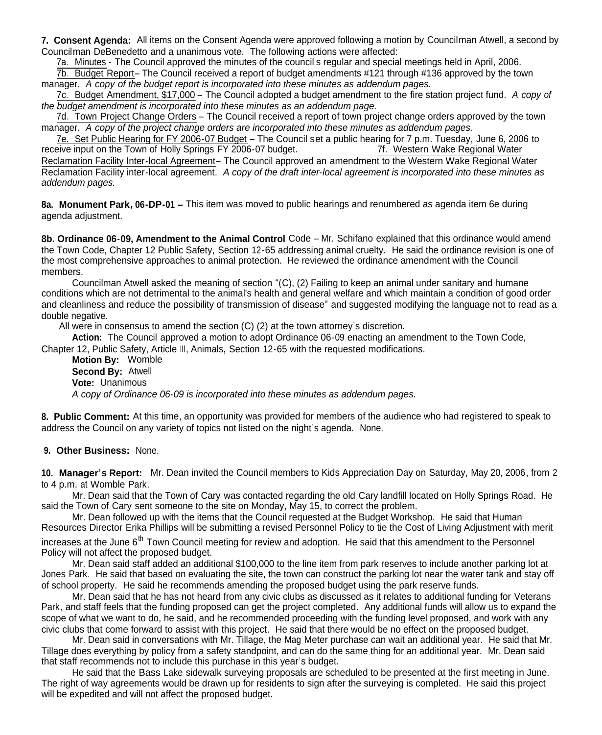**7. Consent Agenda:** All items on the Consent Agenda were approved following a motion by Councilman Atwell, a second by Councilman DeBenedetto and a unanimous vote. The following actions were affected:

7a. Minutes - The Council approved the minutes of the council's regular and special meetings held in April, 2006.

7b. Budget Report– The Council received a report of budget amendments #121 through #136 approved by the town manager. *A copy of the budget report is incorporated into these minutes as addendum pages.*

7c. Budget Amendment, $17,000 – The Council adopted a budget amendment to the fire station project fund. *A copy of the budget amendment is incorporated into these minutes as an addendum page.*

7d. Town Project Change Orders – The Council received a report of town project change orders approved by the town manager. *A copy of the project change orders are incorporated into these minutes as addendum pages.*

7e. Set Public Hearing for FY 2006-07 Budget – The Council set a public hearing for 7 p.m. Tuesday, June 6, 2006 to receive input on the Town of Holly Springs FY 2006-07 budget.

7f. Western Wake Regional Water Reclamation Facility Inter-local Agreement– The Council approved an amendment to the Western Wake Regional Water Reclamation Facility inter-local agreement. *A copy of the draft inter-local agreement is incorporated into these minutes as addendum pages.*

**8a. Monument Park, 06-DP-01 –** This item was moved to public hearings and renumbered as agenda item 6e during agenda adjustment.

**8b. Ordinance 06-09, Amendment to the Animal Control** Code – Mr. Schifano explained that this ordinance would amend the Town Code, Chapter 12 Public Safety, Section 12-65 addressing animal cruelty. He said the ordinance revision is one of the most comprehensive approaches to animal protection. He reviewed the ordinance amendment with the Council members.

Councilman Atwell asked the meaning of section "(C), (2) Failing to keep an animal under sanitary and humane conditions which are not detrimental to the animal's health and general welfare and which maintain a condition of good order and cleanliness and reduce the possibility of transmission of disease" and suggested modifying the language not to read as a double negative.

All were in consensus to amend the section (C) (2) at the town attorney's discretion.

**Action:** The Council approved a motion to adopt Ordinance 06-09 enacting an amendment to the Town Code, Chapter 12, Public Safety, Article III, Animals, Section 12-65 with the requested modifications.

**Motion By:** Womble
**Second By:** Atwell
**Vote:** Unanimous

*A copy of Ordinance 06-09 is incorporated into these minutes as addendum pages.*

**8. Public Comment:** At this time, an opportunity was provided for members of the audience who had registered to speak to address the Council on any variety of topics not listed on the night's agenda. None.

**9. Other Business:** None.

**10. Manager's Report:** Mr. Dean invited the Council members to Kids Appreciation Day on Saturday, May 20, 2006, from 2 to 4 p.m. at Womble Park.

Mr. Dean said that the Town of Cary was contacted regarding the old Cary landfill located on Holly Springs Road. He said the Town of Cary sent someone to the site on Monday, May 15, to correct the problem.

Mr. Dean followed up with the items that the Council requested at the Budget Workshop. He said that Human Resources Director Erika Phillips will be submitting a revised Personnel Policy to tie the Cost of Living Adjustment with merit increases at the June 6th Town Council meeting for review and adoption. He said that this amendment to the Personnel Policy will not affect the proposed budget.

Mr. Dean said staff added an additional $100,000 to the line item from park reserves to include another parking lot at Jones Park. He said that based on evaluating the site, the town can construct the parking lot near the water tank and stay off of school property. He said he recommends amending the proposed budget using the park reserve funds.

Mr. Dean said that he has not heard from any civic clubs as discussed as it relates to additional funding for Veterans Park, and staff feels that the funding proposed can get the project completed. Any additional funds will allow us to expand the scope of what we want to do, he said, and he recommended proceeding with the funding level proposed, and work with any civic clubs that come forward to assist with this project. He said that there would be no effect on the proposed budget.

Mr. Dean said in conversations with Mr. Tillage, the Mag Meter purchase can wait an additional year. He said that Mr. Tillage does everything by policy from a safety standpoint, and can do the same thing for an additional year. Mr. Dean said that staff recommends not to include this purchase in this year's budget.

He said that the Bass Lake sidewalk surveying proposals are scheduled to be presented at the first meeting in June. The right of way agreements would be drawn up for residents to sign after the surveying is completed. He said this project will be expedited and will not affect the proposed budget.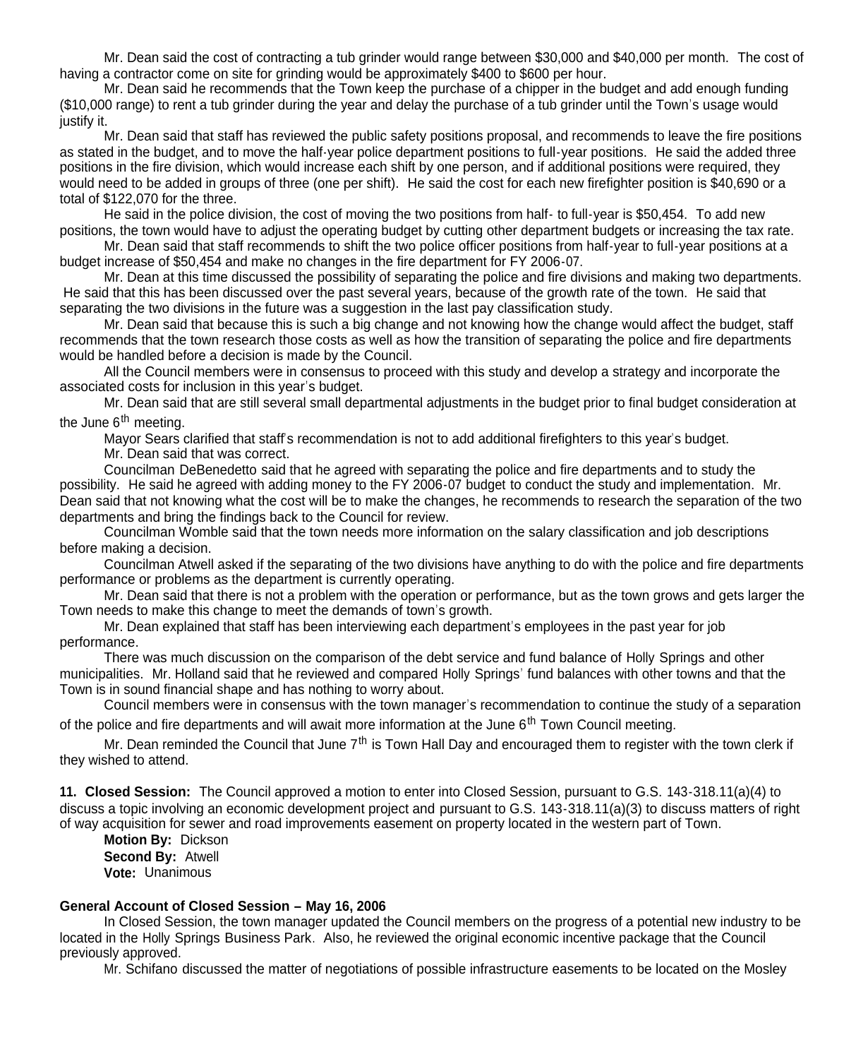Mr. Dean said the cost of contracting a tub grinder would range between $30,000 and $40,000 per month. The cost of having a contractor come on site for grinding would be approximately $400 to $600 per hour.

Mr. Dean said he recommends that the Town keep the purchase of a chipper in the budget and add enough funding ($10,000 range) to rent a tub grinder during the year and delay the purchase of a tub grinder until the Town's usage would justify it.

Mr. Dean said that staff has reviewed the public safety positions proposal, and recommends to leave the fire positions as stated in the budget, and to move the half-year police department positions to full-year positions. He said the added three positions in the fire division, which would increase each shift by one person, and if additional positions were required, they would need to be added in groups of three (one per shift). He said the cost for each new firefighter position is $40,690 or a total of $122,070 for the three.

He said in the police division, the cost of moving the two positions from half- to full-year is $50,454. To add new positions, the town would have to adjust the operating budget by cutting other department budgets or increasing the tax rate.

Mr. Dean said that staff recommends to shift the two police officer positions from half-year to full-year positions at a budget increase of $50,454 and make no changes in the fire department for FY 2006-07.

Mr. Dean at this time discussed the possibility of separating the police and fire divisions and making two departments. He said that this has been discussed over the past several years, because of the growth rate of the town. He said that separating the two divisions in the future was a suggestion in the last pay classification study.

Mr. Dean said that because this is such a big change and not knowing how the change would affect the budget, staff recommends that the town research those costs as well as how the transition of separating the police and fire departments would be handled before a decision is made by the Council.

All the Council members were in consensus to proceed with this study and develop a strategy and incorporate the associated costs for inclusion in this year's budget.

Mr. Dean said that are still several small departmental adjustments in the budget prior to final budget consideration at the June 6th meeting.

Mayor Sears clarified that staff's recommendation is not to add additional firefighters to this year's budget.

Mr. Dean said that was correct.

Councilman DeBenedetto said that he agreed with separating the police and fire departments and to study the possibility. He said he agreed with adding money to the FY 2006-07 budget to conduct the study and implementation. Mr. Dean said that not knowing what the cost will be to make the changes, he recommends to research the separation of the two departments and bring the findings back to the Council for review.

Councilman Womble said that the town needs more information on the salary classification and job descriptions before making a decision.

Councilman Atwell asked if the separating of the two divisions have anything to do with the police and fire departments performance or problems as the department is currently operating.

Mr. Dean said that there is not a problem with the operation or performance, but as the town grows and gets larger the Town needs to make this change to meet the demands of town's growth.

Mr. Dean explained that staff has been interviewing each department's employees in the past year for job performance.

There was much discussion on the comparison of the debt service and fund balance of Holly Springs and other municipalities. Mr. Holland said that he reviewed and compared Holly Springs' fund balances with other towns and that the Town is in sound financial shape and has nothing to worry about.

Council members were in consensus with the town manager's recommendation to continue the study of a separation of the police and fire departments and will await more information at the June 6th Town Council meeting.

Mr. Dean reminded the Council that June 7th is Town Hall Day and encouraged them to register with the town clerk if they wished to attend.

**11. Closed Session:** The Council approved a motion to enter into Closed Session, pursuant to G.S. 143-318.11(a)(4) to discuss a topic involving an economic development project and pursuant to G.S. 143-318.11(a)(3) to discuss matters of right of way acquisition for sewer and road improvements easement on property located in the western part of Town.

**Motion By:** Dickson
**Second By:** Atwell
**Vote:** Unanimous

**General Account of Closed Session – May 16, 2006**

In Closed Session, the town manager updated the Council members on the progress of a potential new industry to be located in the Holly Springs Business Park. Also, he reviewed the original economic incentive package that the Council previously approved.

Mr. Schifano discussed the matter of negotiations of possible infrastructure easements to be located on the Mosley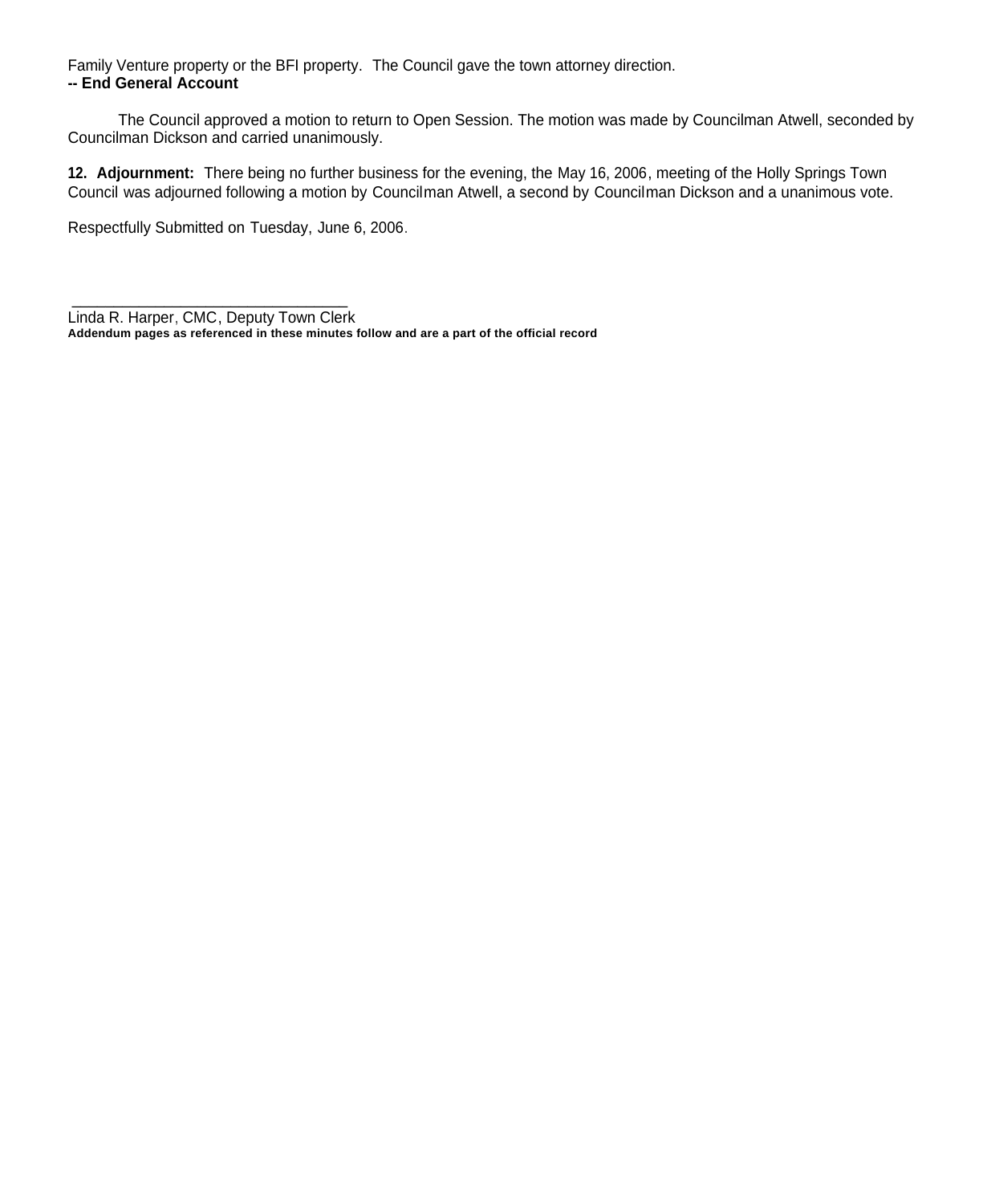Family Venture property or the BFI property. The Council gave the town attorney direction.
**-- End General Account**

The Council approved a motion to return to Open Session. The motion was made by Councilman Atwell, seconded by Councilman Dickson and carried unanimously.

**12. Adjournment:** There being no further business for the evening, the May 16, 2006, meeting of the Holly Springs Town Council was adjourned following a motion by Councilman Atwell, a second by Councilman Dickson and a unanimous vote.

Respectfully Submitted on Tuesday, June 6, 2006.

\_\_\_\_\_\_\_\_\_\_\_\_\_\_\_\_\_\_\_\_\_\_\_\_\_\_\_\_\_\_\_\_\_\_
Linda R. Harper, CMC, Deputy Town Clerk

**Addendum pages as referenced in these minutes follow and are a part of the official record**